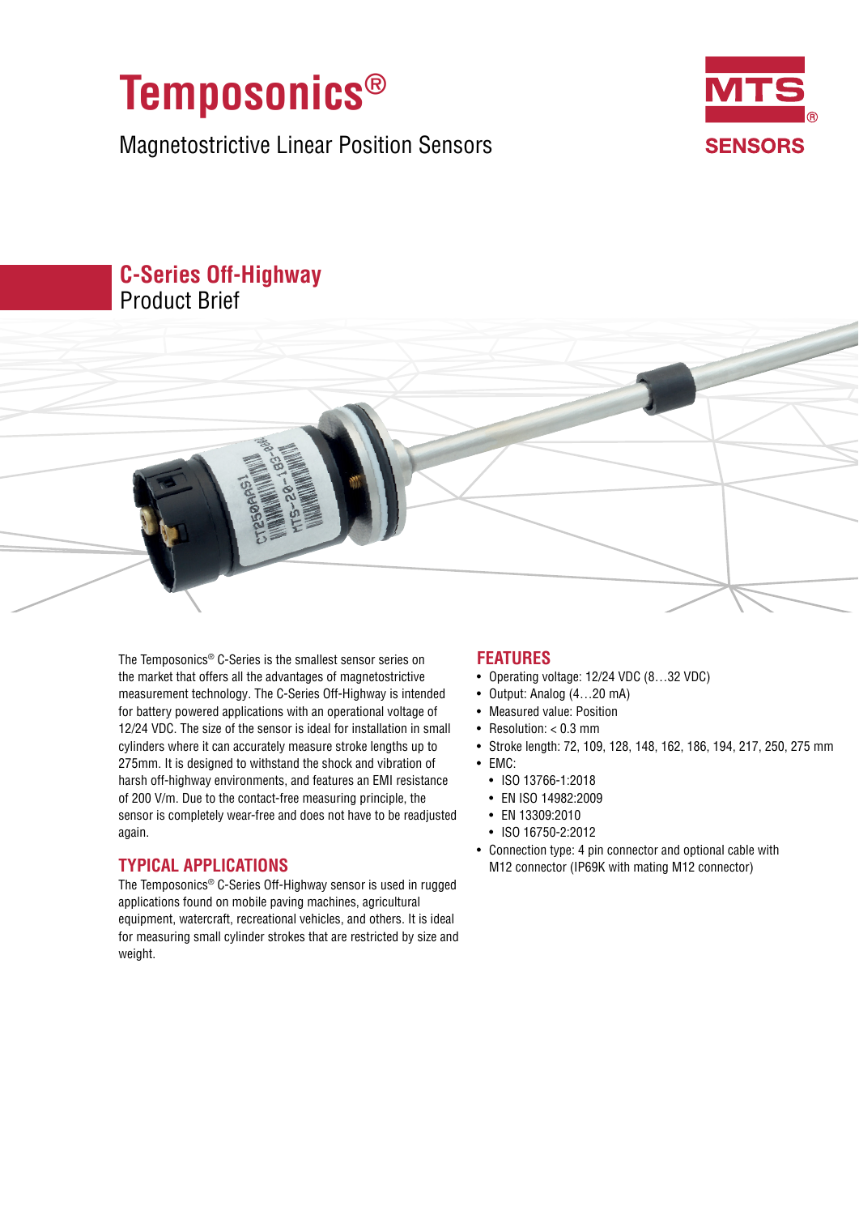# Temposonics®

Magnetostrictive Linear Position Sensors

MTS® SENSORS

## C-Series Off-Highway
Product Brief

The Temposonics® C-Series is the smallest sensor series on the market that offers all the advantages of magnetostrictive measurement technology. The C-Series Off-Highway is intended for battery powered applications with an operational voltage of 12/24 VDC. The size of the sensor is ideal for installation in small cylinders where it can accurately measure stroke lengths up to 275mm. It is designed to withstand the shock and vibration of harsh off-highway environments, and features an EMI resistance of 200 V/m. Due to the contact-free measuring principle, the sensor is completely wear-free and does not have to be readjusted again.

### TYPICAL APPLICATIONS

The Temposonics® C-Series Off-Highway sensor is used in rugged applications found on mobile paving machines, agricultural equipment, watercraft, recreational vehicles, and others. It is ideal for measuring small cylinder strokes that are restricted by size and weight.

### FEATURES

- Operating voltage: 12/24 VDC (8…32 VDC)
- Output: Analog (4…20 mA)
- Measured value: Position
- Resolution: < 0.3 mm
- Stroke length: 72, 109, 128, 148, 162, 186, 194, 217, 250, 275 mm
- EMC:
  - ISO 13766-1:2018
  - EN ISO 14982:2009
  - EN 13309:2010
  - ISO 16750-2:2012
- Connection type: 4 pin connector and optional cable with M12 connector (IP69K with mating M12 connector)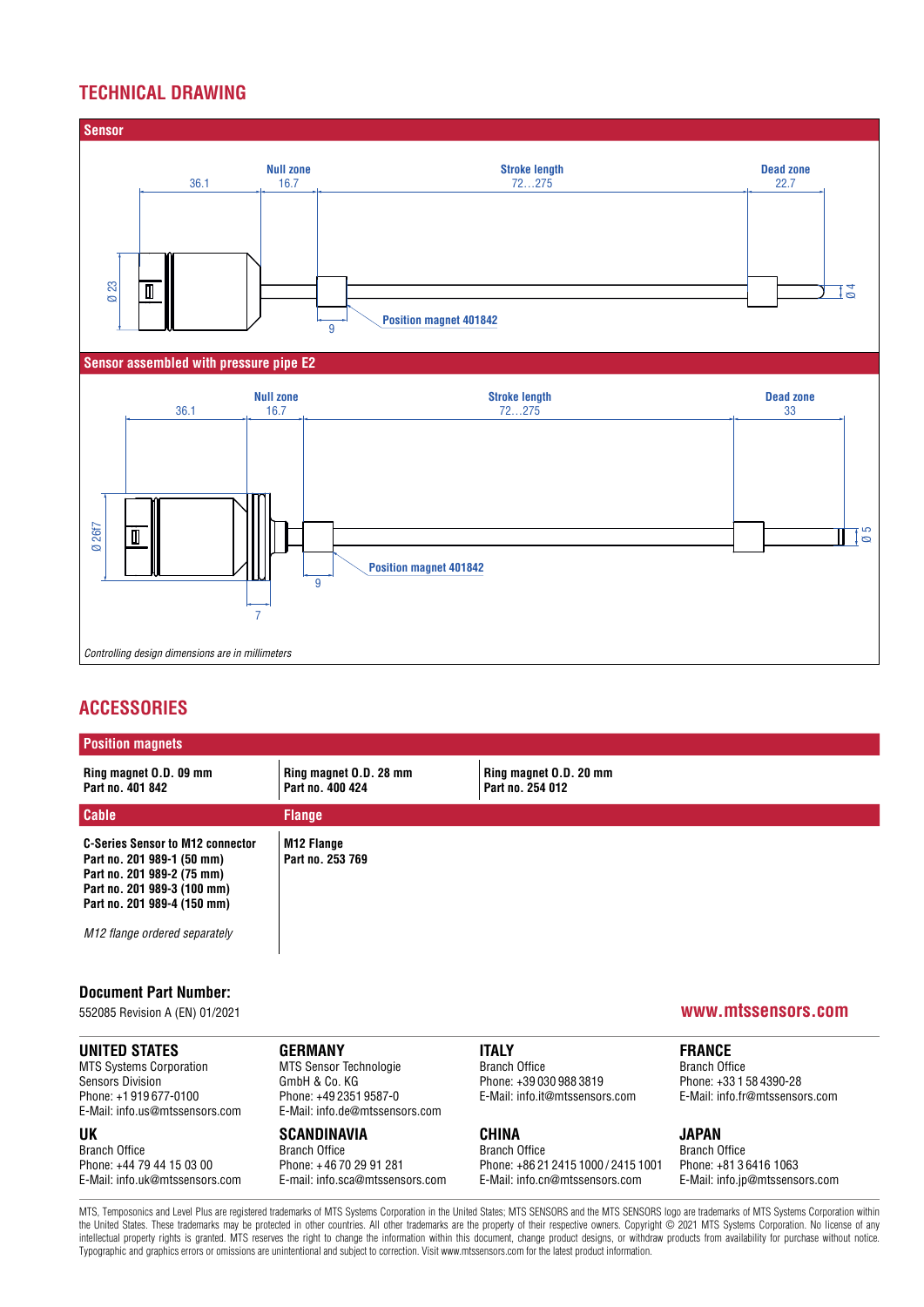## TECHNICAL DRAWING

### Sensor

36.1
Null zone
16.7
Stroke length
72…275
Dead zone
22.7
Ø 23
Ø 4
9
Position magnet 401842

### Sensor assembled with pressure pipe E2

36.1
Null zone
16.7
Stroke length
72…275
Dead zone
33
Ø 26f7
Ø 5
9
7
Position magnet 401842

*Controlling design dimensions are in millimeters*

## ACCESSORIES

### Position magnets

| | | |
|---|---|---|
| **Ring magnet O.D. 09 mm**<br>**Part no. 401 842** | **Ring magnet O.D. 28 mm**<br>**Part no. 400 424** | **Ring magnet O.D. 20 mm**<br>**Part no. 254 012** |

| Cable | Flange |
|---|---|
| **C-Series Sensor to M12 connector**<br>**Part no. 201 989-1 (50 mm)**<br>**Part no. 201 989-2 (75 mm)**<br>**Part no. 201 989-3 (100 mm)**<br>**Part no. 201 989-4 (150 mm)**<br><br>*M12 flange ordered separately* | **M12 Flange**<br>**Part no. 253 769** |

**Document Part Number:**
552085 Revision A (EN) 01/2021

**www.mtssensors.com**

**UNITED STATES**
MTS Systems Corporation
Sensors Division
Phone: +1 919 677-0100
E-Mail: info.us@mtssensors.com

**GERMANY**
MTS Sensor Technologie
GmbH & Co. KG
Phone: +49 2351 9587-0
E-Mail: info.de@mtssensors.com

**ITALY**
Branch Office
Phone: +39 030 988 3819
E-Mail: info.it@mtssensors.com

**FRANCE**
Branch Office
Phone: +33 1 58 4390-28
E-Mail: info.fr@mtssensors.com

**UK**
Branch Office
Phone: +44 79 44 15 03 00
E-Mail: info.uk@mtssensors.com

**SCANDINAVIA**
Branch Office
Phone: + 46 70 29 91 281
E-mail: info.sca@mtssensors.com

**CHINA**
Branch Office
Phone: +86 21 2415 1000 / 2415 1001
E-Mail: info.cn@mtssensors.com

**JAPAN**
Branch Office
Phone: +81 3 6416 1063
E-Mail: info.jp@mtssensors.com

MTS, Temposonics and Level Plus are registered trademarks of MTS Systems Corporation in the United States; MTS SENSORS and the MTS SENSORS logo are trademarks of MTS Systems Corporation within the United States. These trademarks may be protected in other countries. All other trademarks are the property of their respective owners. Copyright © 2021 MTS Systems Corporation. No license of any intellectual property rights is granted. MTS reserves the right to change the information within this document, change product designs, or withdraw products from availability for purchase without notice. Typographic and graphics errors or omissions are unintentional and subject to correction. Visit www.mtssensors.com for the latest product information.